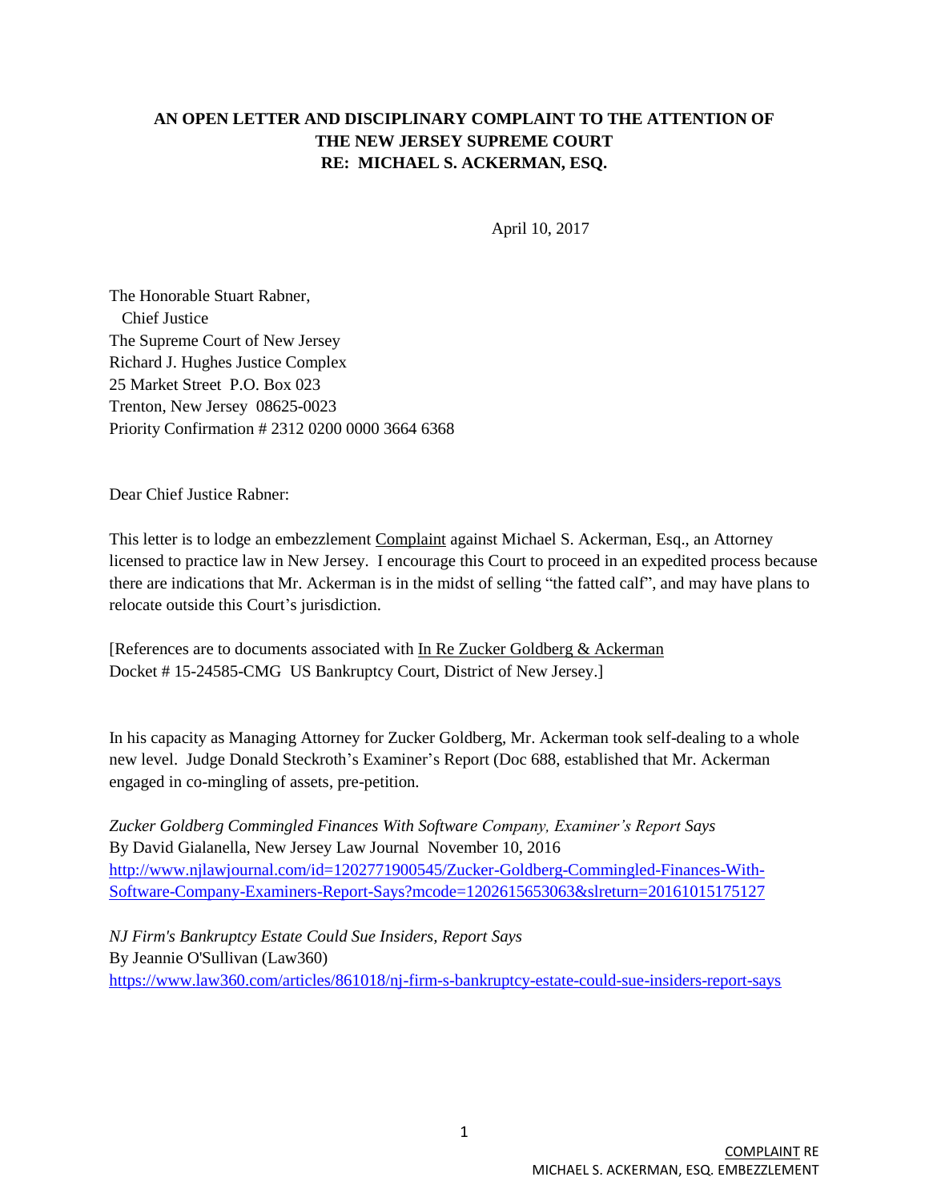**AN OPEN LETTER AND DISCIPLINARY COMPLAINT TO THE ATTENTION OF THE NEW JERSEY SUPREME COURT**
**RE: MICHAEL S. ACKERMAN, ESQ.**

April 10, 2017

The Honorable Stuart Rabner,
Chief Justice
The Supreme Court of New Jersey
Richard J. Hughes Justice Complex
25 Market Street P.O. Box 023
Trenton, New Jersey 08625-0023
Priority Confirmation # 2312 0200 0000 3664 6368

Dear Chief Justice Rabner:

This letter is to lodge an embezzlement Complaint against Michael S. Ackerman, Esq., an Attorney licensed to practice law in New Jersey. I encourage this Court to proceed in an expedited process because there are indications that Mr. Ackerman is in the midst of selling "the fatted calf", and may have plans to relocate outside this Court's jurisdiction.

[References are to documents associated with In Re Zucker Goldberg & Ackerman Docket # 15-24585-CMG US Bankruptcy Court, District of New Jersey.]

In his capacity as Managing Attorney for Zucker Goldberg, Mr. Ackerman took self-dealing to a whole new level. Judge Donald Steckroth's Examiner's Report (Doc 688, established that Mr. Ackerman engaged in co-mingling of assets, pre-petition.

*Zucker Goldberg Commingled Finances With Software Company, Examiner's Report Says*
By David Gialanella, New Jersey Law Journal November 10, 2016
http://www.njlawjournal.com/id=1202771900545/Zucker-Goldberg-Commingled-Finances-With-Software-Company-Examiners-Report-Says?mcode=1202615653063&slreturn=20161015175127

*NJ Firm's Bankruptcy Estate Could Sue Insiders, Report Says*
By Jeannie O'Sullivan (Law360)
https://www.law360.com/articles/861018/nj-firm-s-bankruptcy-estate-could-sue-insiders-report-says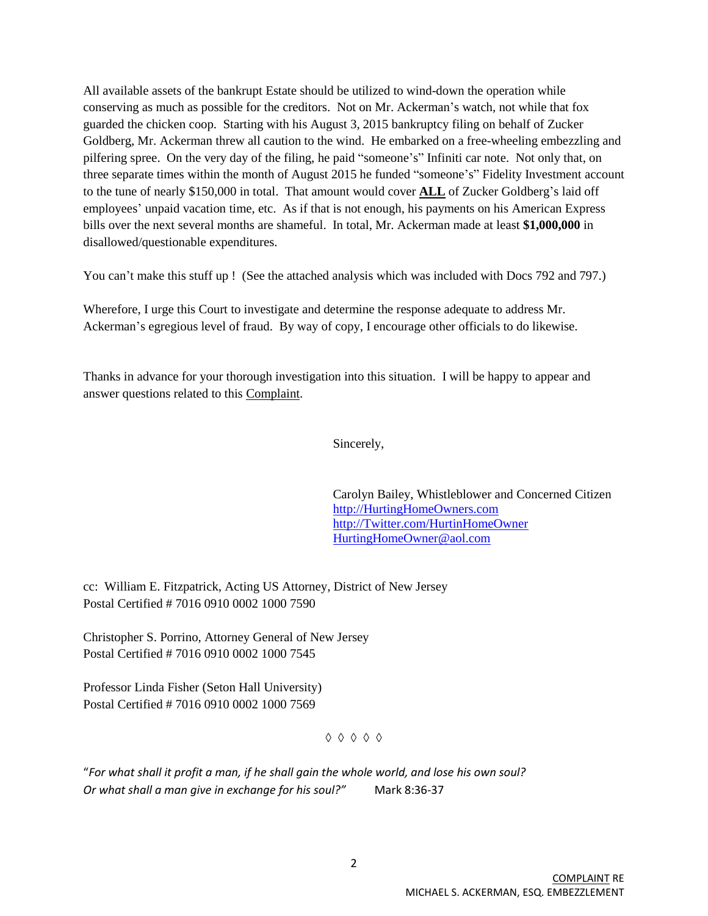All available assets of the bankrupt Estate should be utilized to wind-down the operation while conserving as much as possible for the creditors. Not on Mr. Ackerman's watch, not while that fox guarded the chicken coop. Starting with his August 3, 2015 bankruptcy filing on behalf of Zucker Goldberg, Mr. Ackerman threw all caution to the wind. He embarked on a free-wheeling embezzling and pilfering spree. On the very day of the filing, he paid "someone's" Infiniti car note. Not only that, on three separate times within the month of August 2015 he funded "someone's" Fidelity Investment account to the tune of nearly $150,000 in total. That amount would cover **<u>ALL</u>** of Zucker Goldberg's laid off employees' unpaid vacation time, etc. As if that is not enough, his payments on his American Express bills over the next several months are shameful. In total, Mr. Ackerman made at least **$1,000,000** in disallowed/questionable expenditures.

You can't make this stuff up ! (See the attached analysis which was included with Docs 792 and 797.)

Wherefore, I urge this Court to investigate and determine the response adequate to address Mr. Ackerman's egregious level of fraud. By way of copy, I encourage other officials to do likewise.

Thanks in advance for your thorough investigation into this situation. I will be happy to appear and answer questions related to this <u>Complaint</u>.

Sincerely,

Carolyn Bailey, Whistleblower and Concerned Citizen
http://HurtingHomeOwners.com
http://Twitter.com/HurtinHomeOwner
HurtingHomeOwner@aol.com

cc: William E. Fitzpatrick, Acting US Attorney, District of New Jersey
Postal Certified # 7016 0910 0002 1000 7590

Christopher S. Porrino, Attorney General of New Jersey
Postal Certified # 7016 0910 0002 1000 7545

Professor Linda Fisher (Seton Hall University)
Postal Certified # 7016 0910 0002 1000 7569

◊ ◊ ◊ ◊ ◊

"*For what shall it profit a man, if he shall gain the whole world, and lose his own soul? Or what shall a man give in exchange for his soul?"* Mark 8:36-37